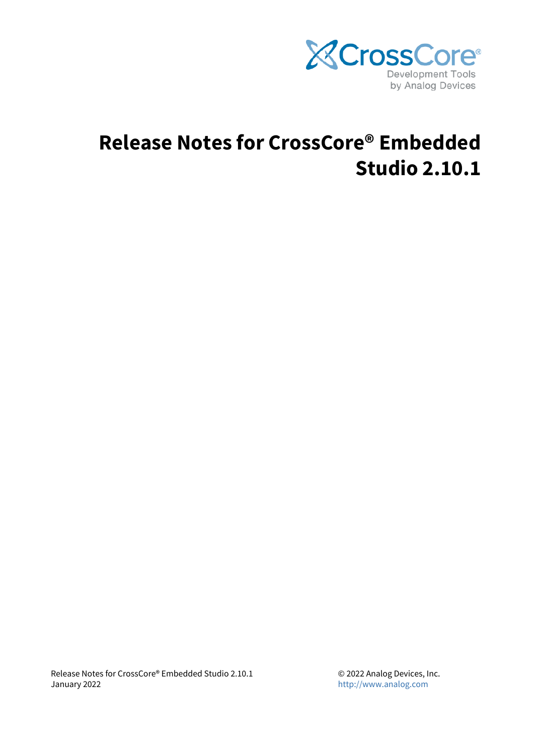# Release Notes for CrossCore® Embedded Studio 2.10.1

Release Notes for CrossCore® Embedded Studio 2.10.1
January 2022

© 2022 Analog Devices, Inc.
http://www.analog.com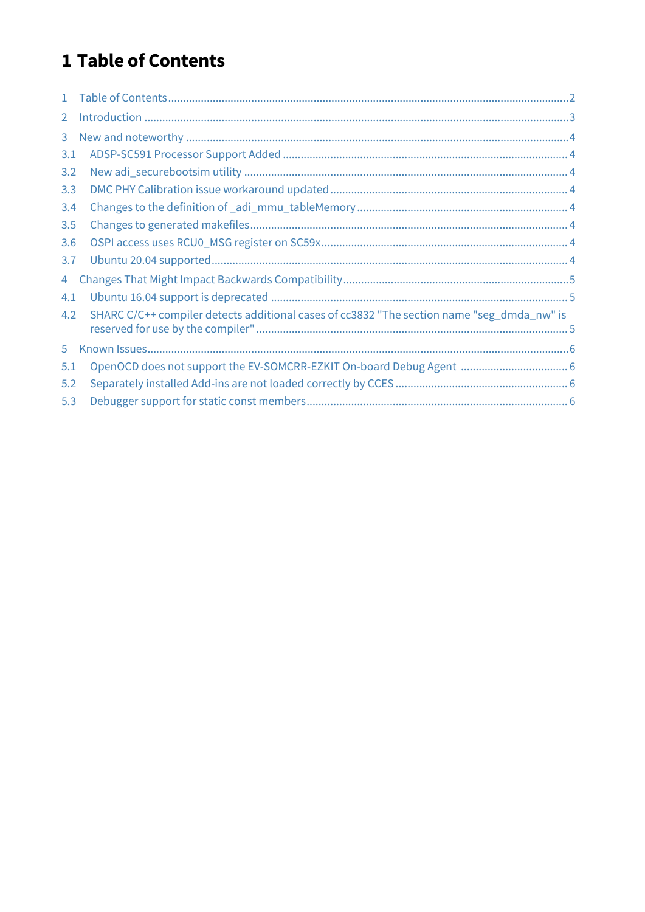# 1 Table of Contents

1 Table of Contents ..... 2

2 Introduction ..... 3

3 New and noteworthy ..... 4

3.1 ADSP-SC591 Processor Support Added ..... 4

3.2 New adi_securebootsim utility ..... 4

3.3 DMC PHY Calibration issue workaround updated ..... 4

3.4 Changes to the definition of _adi_mmu_tableMemory ..... 4

3.5 Changes to generated makefiles ..... 4

3.6 OSPI access uses RCU0_MSG register on SC59x ..... 4

3.7 Ubuntu 20.04 supported ..... 4

4 Changes That Might Impact Backwards Compatibility ..... 5

4.1 Ubuntu 16.04 support is deprecated ..... 5

4.2 SHARC C/C++ compiler detects additional cases of cc3832 "The section name "seg_dmda_nw" is reserved for use by the compiler" ..... 5

5 Known Issues ..... 6

5.1 OpenOCD does not support the EV-SOMCRR-EZKIT On-board Debug Agent ..... 6

5.2 Separately installed Add-ins are not loaded correctly by CCES ..... 6

5.3 Debugger support for static const members ..... 6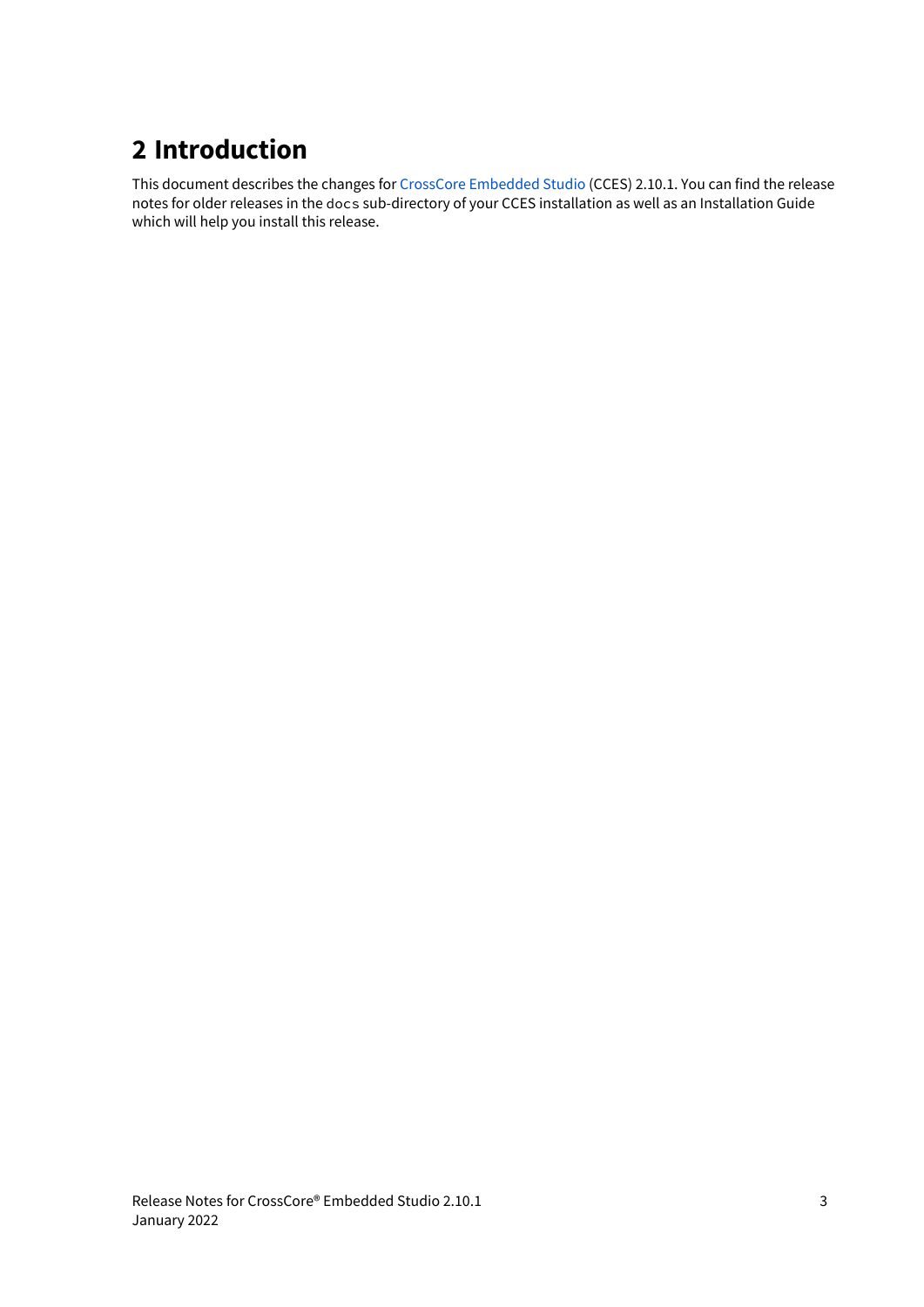# 2 Introduction

This document describes the changes for CrossCore Embedded Studio (CCES) 2.10.1. You can find the release notes for older releases in the `docs` sub-directory of your CCES installation as well as an Installation Guide which will help you install this release.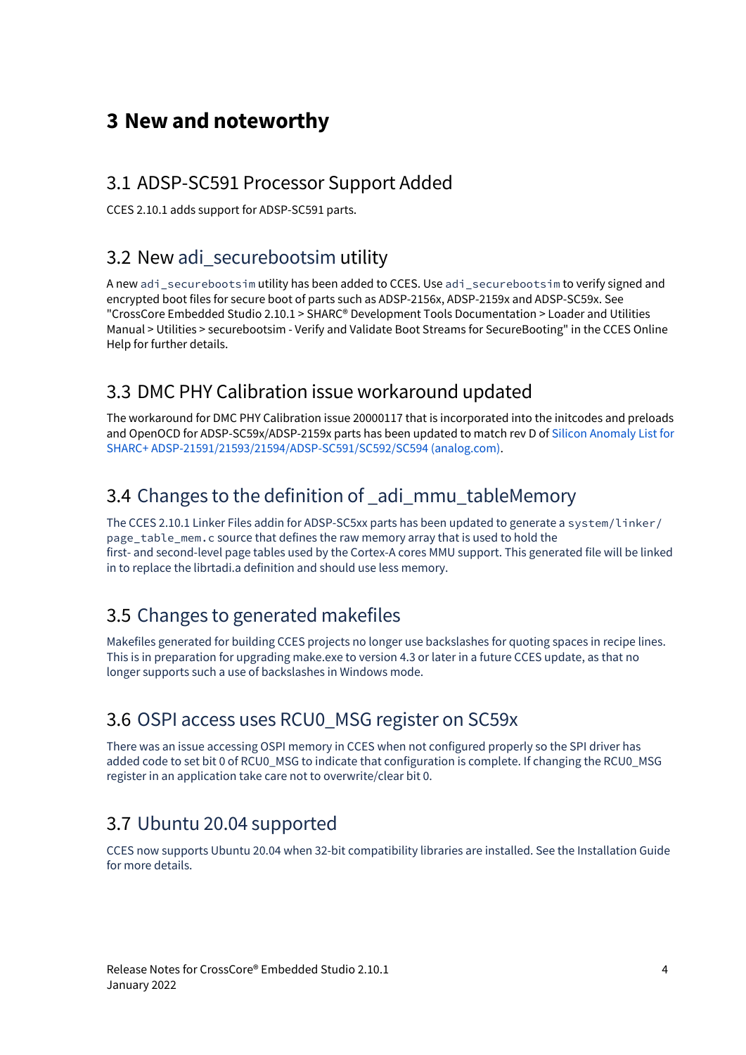# 3 New and noteworthy

## 3.1 ADSP-SC591 Processor Support Added

CCES 2.10.1 adds support for ADSP-SC591 parts.

## 3.2 New adi_securebootsim utility

A new `adi_securebootsim` utility has been added to CCES. Use `adi_securebootsim` to verify signed and encrypted boot files for secure boot of parts such as ADSP-2156x, ADSP-2159x and ADSP-SC59x. See "CrossCore Embedded Studio 2.10.1 > SHARC® Development Tools Documentation > Loader and Utilities Manual > Utilities > securebootsim - Verify and Validate Boot Streams for SecureBooting" in the CCES Online Help for further details.

## 3.3 DMC PHY Calibration issue workaround updated

The workaround for DMC PHY Calibration issue 20000117 that is incorporated into the initcodes and preloads and OpenOCD for ADSP-SC59x/ADSP-2159x parts has been updated to match rev D of Silicon Anomaly List for SHARC+ ADSP-21591/21593/21594/ADSP-SC591/SC592/SC594 (analog.com).

## 3.4 Changes to the definition of _adi_mmu_tableMemory

The CCES 2.10.1 Linker Files addin for ADSP-SC5xx parts has been updated to generate a `system/linker/page_table_mem.c` source that defines the raw memory array that is used to hold the first- and second-level page tables used by the Cortex-A cores MMU support. This generated file will be linked in to replace the librtadi.a definition and should use less memory.

## 3.5 Changes to generated makefiles

Makefiles generated for building CCES projects no longer use backslashes for quoting spaces in recipe lines. This is in preparation for upgrading make.exe to version 4.3 or later in a future CCES update, as that no longer supports such a use of backslashes in Windows mode.

## 3.6 OSPI access uses RCU0_MSG register on SC59x

There was an issue accessing OSPI memory in CCES when not configured properly so the SPI driver has added code to set bit 0 of RCU0_MSG to indicate that configuration is complete. If changing the RCU0_MSG register in an application take care not to overwrite/clear bit 0.

## 3.7 Ubuntu 20.04 supported

CCES now supports Ubuntu 20.04 when 32-bit compatibility libraries are installed. See the Installation Guide for more details.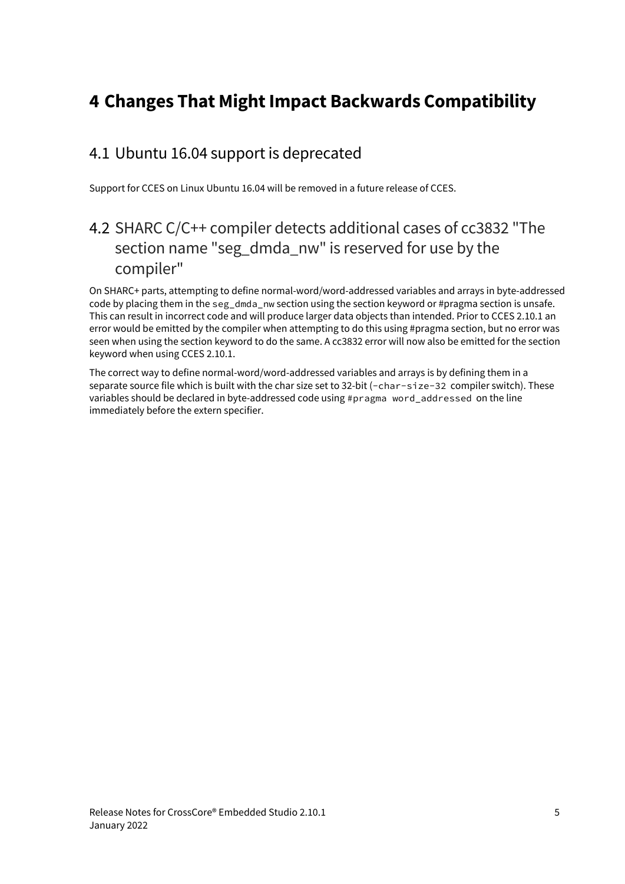# 4 Changes That Might Impact Backwards Compatibility

## 4.1 Ubuntu 16.04 support is deprecated

Support for CCES on Linux Ubuntu 16.04 will be removed in a future release of CCES.

## 4.2 SHARC C/C++ compiler detects additional cases of cc3832 "The section name "seg_dmda_nw" is reserved for use by the compiler"

On SHARC+ parts, attempting to define normal-word/word-addressed variables and arrays in byte-addressed code by placing them in the `seg_dmda_nw` section using the section keyword or #pragma section is unsafe. This can result in incorrect code and will produce larger data objects than intended. Prior to CCES 2.10.1 an error would be emitted by the compiler when attempting to do this using #pragma section, but no error was seen when using the section keyword to do the same. A cc3832 error will now also be emitted for the section keyword when using CCES 2.10.1.

The correct way to define normal-word/word-addressed variables and arrays is by defining them in a separate source file which is built with the char size set to 32-bit (`-char-size-32` compiler switch). These variables should be declared in byte-addressed code using `#pragma word_addressed` on the line immediately before the extern specifier.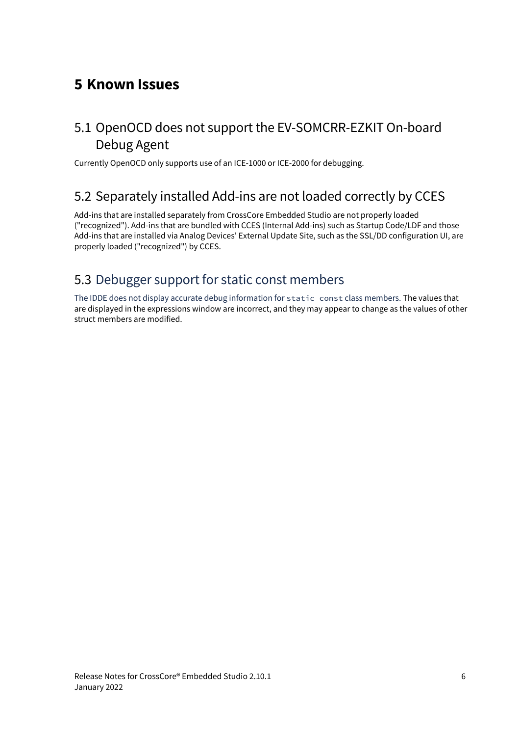# 5 Known Issues

## 5.1 OpenOCD does not support the EV-SOMCRR-EZKIT On-board Debug Agent

Currently OpenOCD only supports use of an ICE-1000 or ICE-2000 for debugging.

## 5.2 Separately installed Add-ins are not loaded correctly by CCES

Add-ins that are installed separately from CrossCore Embedded Studio are not properly loaded ("recognized"). Add-ins that are bundled with CCES (Internal Add-ins) such as Startup Code/LDF and those Add-ins that are installed via Analog Devices' External Update Site, such as the SSL/DD configuration UI, are properly loaded ("recognized") by CCES.

## 5.3 Debugger support for static const members

The IDDE does not display accurate debug information for `static const` class members. The values that are displayed in the expressions window are incorrect, and they may appear to change as the values of other struct members are modified.